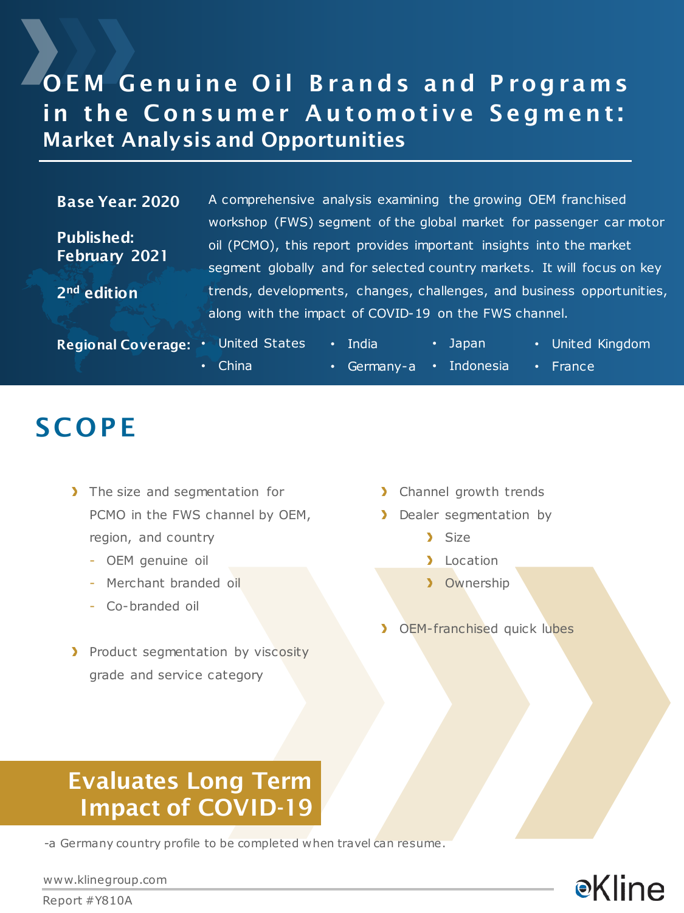# OEM Genuine Oil Brands and Programs in the Consumer Automotive Segment: Market Analysis and Opportunities

**Base Year: 2020**

**Published: February 2021**

**2nd edition**

A comprehensive analysis examining the growing OEM franchised workshop (FWS) segment of the global market for passenger car motor oil (PCMO), this report provides important insights into the market segment globally and for selected country markets. It will focus on key trends, developments, changes, challenges, and business opportunities, along with the impact of COVID-19 on the FWS channel.

**Regional Coverage:**

- United States
- China
- India
- Germany-a
- Japan
- Indonesia
- United Kingdom
- France

## SCOPE

- The size and segmentation for PCMO in the FWS channel by OEM, region, and country
  - OEM genuine oil
  - Merchant branded oil
  - Co-branded oil
- Product segmentation by viscosity grade and service category
- Channel growth trends
- Dealer segmentation by
  - Size
  - Location
  - Ownership
- OEM-franchised quick lubes

## Evaluates Long Term Impact of COVID-19

-a Germany country profile to be completed when travel can resume.

www.klinegroup.com

Report #Y810A

Kline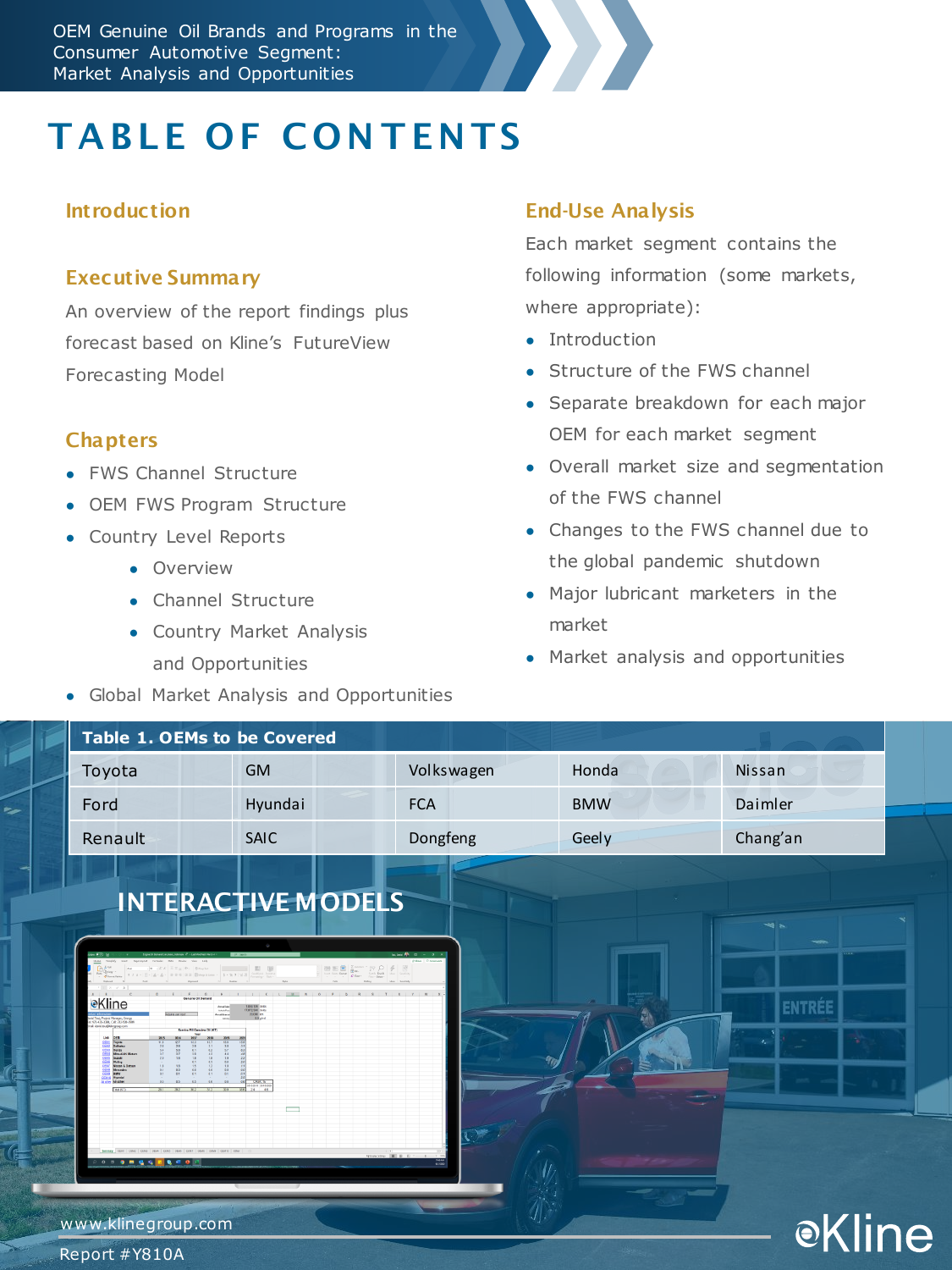# TABLE OF CONTENTS

## Introduction

## Executive Summary

An overview of the report findings plus forecast based on Kline's FutureView Forecasting Model

## Chapters

- FWS Channel Structure
- OEM FWS Program Structure
- Country Level Reports
  - Overview
  - Channel Structure
  - Country Market Analysis and Opportunities
- Global Market Analysis and Opportunities

## End-Use Analysis

Each market segment contains the following information (some markets, where appropriate):

- Introduction
- Structure of the FWS channel
- Separate breakdown for each major OEM for each market segment
- Overall market size and segmentation of the FWS channel
- Changes to the FWS channel due to the global pandemic shutdown
- Major lubricant marketers in the market
- Market analysis and opportunities

**Table 1. OEMs to be Covered**

| | | | | |
|---|---|---|---|---|
| Toyota | GM | Volkswagen | Honda | Nissan |
| Ford | Hyundai | FCA | BMW | Daimler |
| Renault | SAIC | Dongfeng | Geely | Chang'an |

## INTERACTIVE MODELS

www.klinegroup.com

Report #Y810A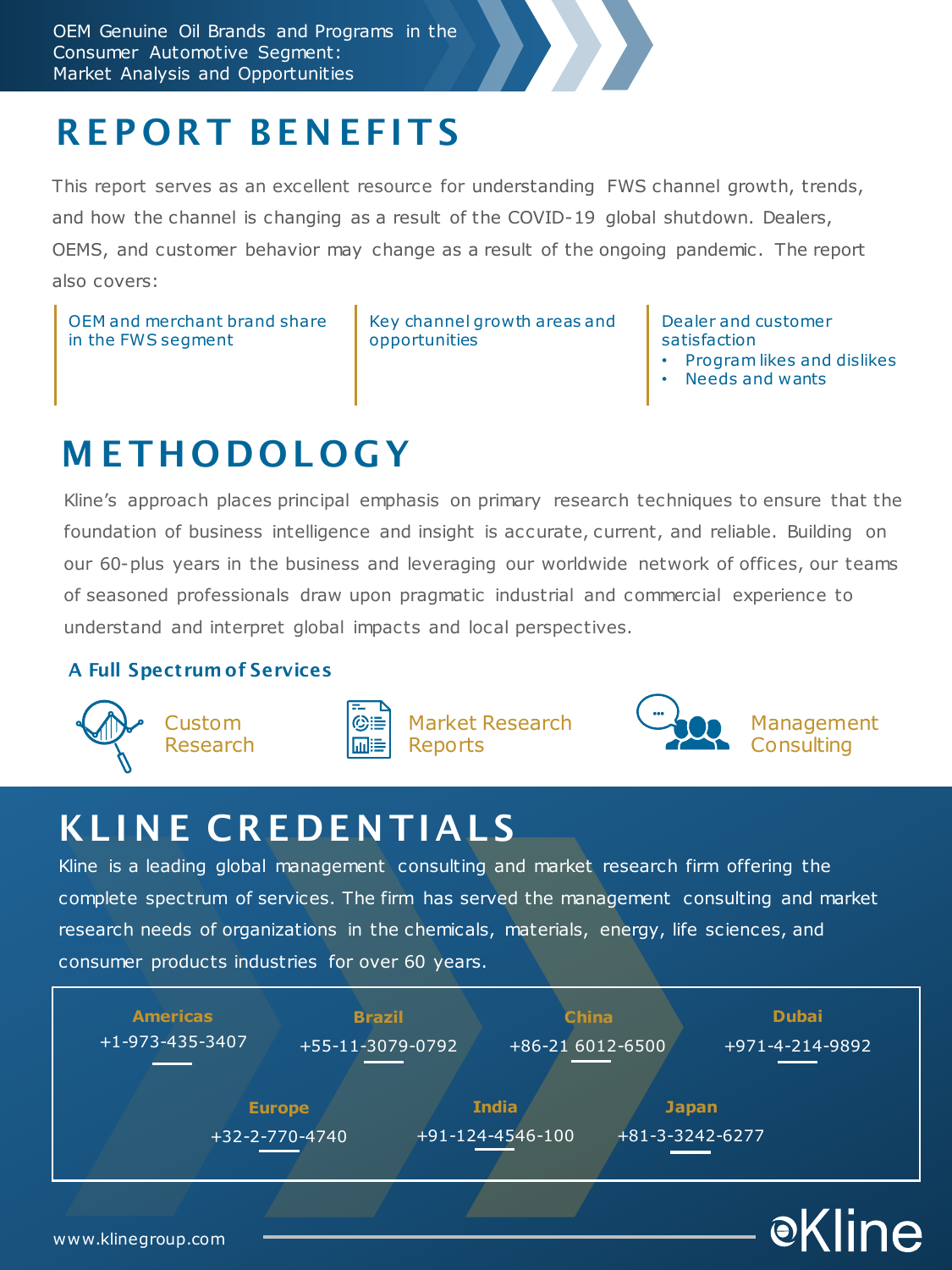OEM Genuine Oil Brands and Programs in the Consumer Automotive Segment: Market Analysis and Opportunities

# REPORT BENEFITS

This report serves as an excellent resource for understanding FWS channel growth, trends, and how the channel is changing as a result of the COVID-19 global shutdown. Dealers, OEMS, and customer behavior may change as a result of the ongoing pandemic. The report also covers:

- OEM and merchant brand share in the FWS segment
- Key channel growth areas and opportunities
- Dealer and customer satisfaction
  - Program likes and dislikes
  - Needs and wants

# METHODOLOGY

Kline's approach places principal emphasis on primary research techniques to ensure that the foundation of business intelligence and insight is accurate, current, and reliable. Building on our 60-plus years in the business and leveraging our worldwide network of offices, our teams of seasoned professionals draw upon pragmatic industrial and commercial experience to understand and interpret global impacts and local perspectives.

### A Full Spectrum of Services

- Custom Research
- Market Research Reports
- Management Consulting

# KLINE CREDENTIALS

Kline is a leading global management consulting and market research firm offering the complete spectrum of services. The firm has served the management consulting and market research needs of organizations in the chemicals, materials, energy, life sciences, and consumer products industries for over 60 years.

**Americas**
+1-973-435-3407

**Brazil**
+55-11-3079-0792

**China**
+86-21 6012-6500

**Dubai**
+971-4-214-9892

**Europe**
+32-2-770-4740

**India**
+91-124-4546-100

**Japan**
+81-3-3242-6277

www.klinegroup.com

Kline